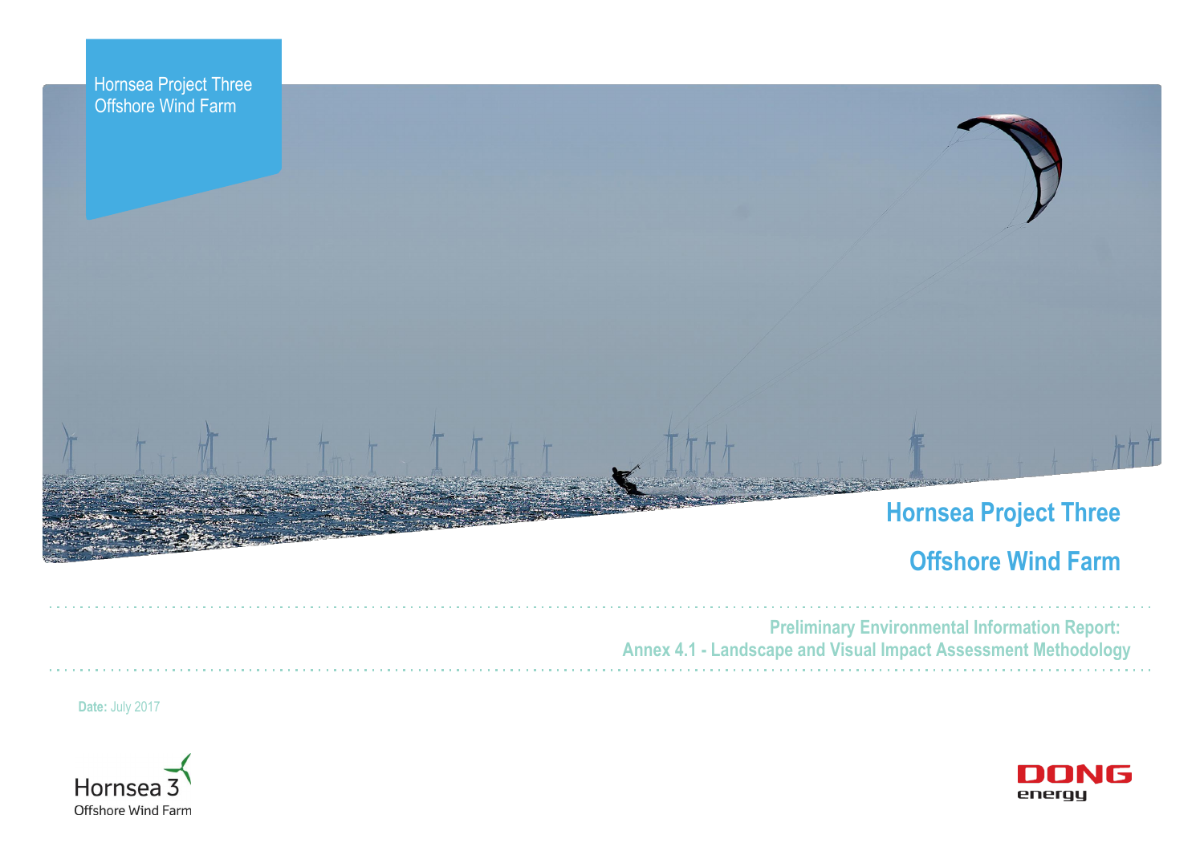Hornsea Project Three
Offshore Wind Farm

# Hornsea Project Three

# Offshore Wind Farm

## Preliminary Environmental Information Report:
## Annex 4.1 - Landscape and Visual Impact Assessment Methodology

**Date:** July 2017

Hornsea 3
Offshore Wind Farm

DONG
energy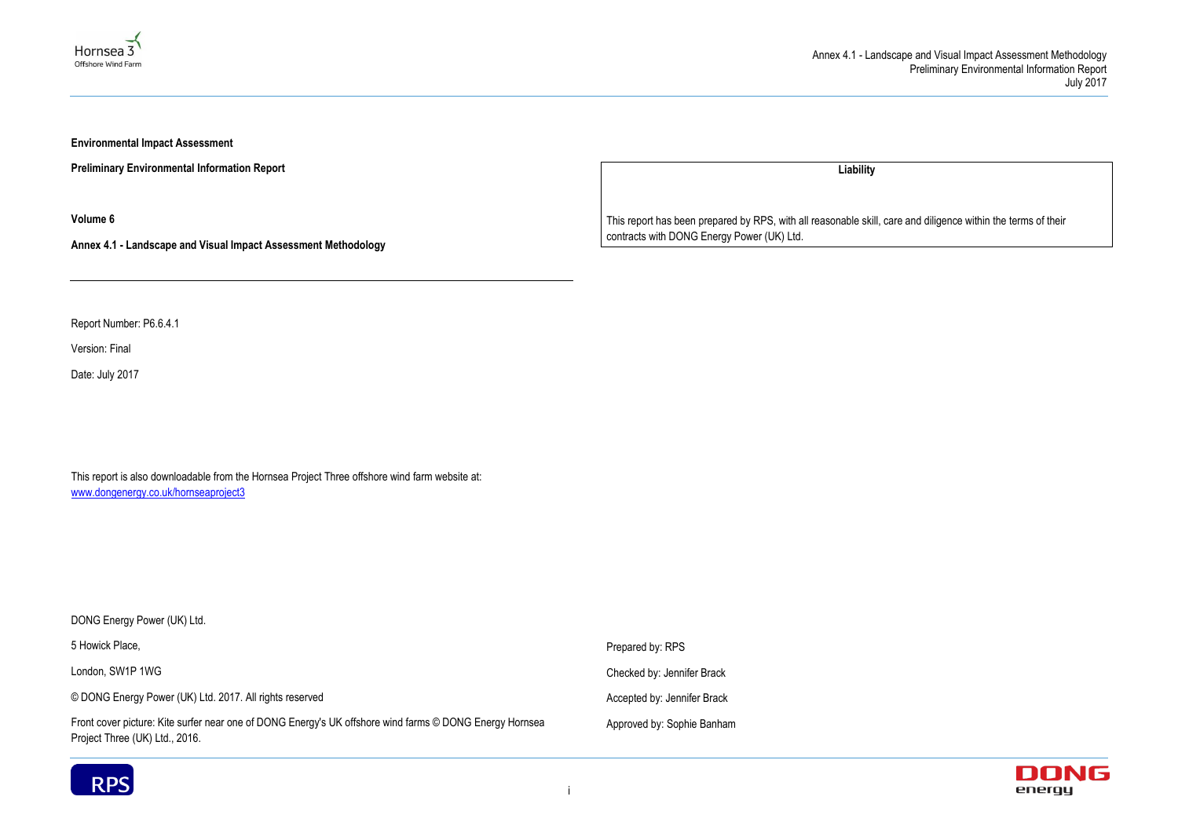**Environmental Impact Assessment**

**Preliminary Environmental Information Report**

**Volume 6**

**Annex 4.1 - Landscape and Visual Impact Assessment Methodology**

| **Liability** |
| --- |
| This report has been prepared by RPS, with all reasonable skill, care and diligence within the terms of their contracts with DONG Energy Power (UK) Ltd. |

Report Number: P6.6.4.1

Version: Final

Date: July 2017

This report is also downloadable from the Hornsea Project Three offshore wind farm website at: [www.dongenergy.co.uk/hornseaproject3](www.dongenergy.co.uk/hornseaproject3)

DONG Energy Power (UK) Ltd.

5 Howick Place,

London, SW1P 1WG

© DONG Energy Power (UK) Ltd. 2017. All rights reserved

Front cover picture: Kite surfer near one of DONG Energy's UK offshore wind farms © DONG Energy Hornsea Project Three (UK) Ltd., 2016.

Prepared by: RPS

Checked by: Jennifer Brack

Accepted by: Jennifer Brack

Approved by: Sophie Banham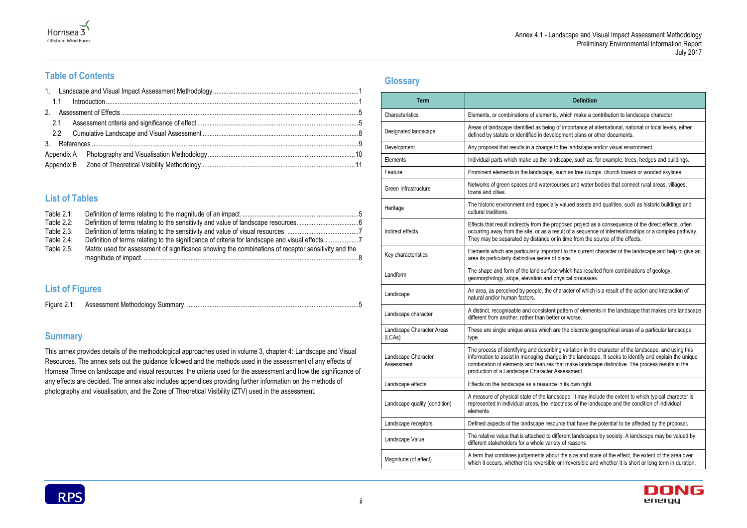## Table of Contents

1. Landscape and Visual Impact Assessment Methodology ........ 1
   1.1 Introduction ........ 1
2. Assessment of Effects ........ 5
   2.1 Assessment criteria and significance of effect ........ 5
   2.2 Cumulative Landscape and Visual Assessment ........ 8
3. References ........ 9

Appendix A Photography and Visualisation Methodology ........ 10
Appendix B Zone of Theoretical Visibility Methodology ........ 11

## List of Tables

Table 2.1: Definition of terms relating to the magnitude of an impact. ........ 5
Table 2.2: Definition of terms relating to the sensitivity and value of landscape resources. ........ 6
Table 2.3: Definition of terms relating to the sensitivity and value of visual resources. ........ 7
Table 2.4: Definition of terms relating to the significance of criteria for landscape and visual effects. ........ 7
Table 2.5: Matrix used for assessment of significance showing the combinations of receptor sensitivity and the magnitude of impact. ........ 8

## List of Figures

Figure 2.1: Assessment Methodology Summary. ........ 5

## Summary

This annex provides details of the methodological approaches used in volume 3, chapter 4: Landscape and Visual Resources. The annex sets out the guidance followed and the methods used in the assessment of any effects of Hornsea Three on landscape and visual resources, the criteria used for the assessment and how the significance of any effects are decided. The annex also includes appendices providing further information on the methods of photography and visualisation, and the Zone of Theoretical Visibility (ZTV) used in the assessment.

## Glossary

| Term | Definition |
|---|---|
| Characteristics | Elements, or combinations of elements, which make a contribution to landscape character. |
| Designated landscape | Areas of landscape identified as being of importance at international, national or local levels, either defined by statute or identified in development plans or other documents. |
| Development | Any proposal that results in a change to the landscape and/or visual environment. |
| Elements | Individual parts which make up the landscape, such as, for example, trees, hedges and buildings. |
| Feature | Prominent elements in the landscape, such as tree clumps, church towers or wooded skylines. |
| Green Infrastructure | Networks of green spaces and watercourses and water bodies that connect rural areas, villages, towns and cities. |
| Heritage | The historic environment and especially valued assets and qualities, such as historic buildings and cultural traditions. |
| Indirect effects | Effects that result indirectly from the proposed project as a consequence of the direct effects, often occurring away from the site, or as a result of a sequence of interrelationships or a complex pathway. They may be separated by distance or in time from the source of the effects. |
| Key characteristics | Elements which are particularly important to the current character of the landscape and help to give an area its particularly distinctive sense of place. |
| Landform | The shape and form of the land surface which has resulted from combinations of geology, geomorphology, slope, elevation and physical processes. |
| Landscape | An area, as perceived by people, the character of which is a result of the action and interaction of natural and/or human factors. |
| Landscape character | A distinct, recognisable and consistent pattern of elements in the landscape that makes one landscape different from another, rather than better or worse. |
| Landscape Character Areas (LCAs) | These are single unique areas which are the discrete geographical areas of a particular landscape type. |
| Landscape Character Assessment | The process of identifying and describing variation in the character of the landscape, and using this information to assist in managing change in the landscape. It seeks to identify and explain the unique combination of elements and features that make landscape distinctive. The process results in the production of a Landscape Character Assessment. |
| Landscape effects | Effects on the landscape as a resource in its own right. |
| Landscape quality (condition) | A measure of physical state of the landscape. It may include the extent to which typical character is represented in individual areas, the intactness of the landscape and the condition of individual elements. |
| Landscape receptors | Defined aspects of the landscape resource that have the potential to be affected by the proposal. |
| Landscape Value | The relative value that is attached to different landscapes by society. A landscape may be valued by different stakeholders for a whole variety of reasons |
| Magnitude (of effect) | A term that combines judgements about the size and scale of the effect, the extent of the area over which it occurs, whether it is reversible or irreversible and whether it is short or long term in duration. |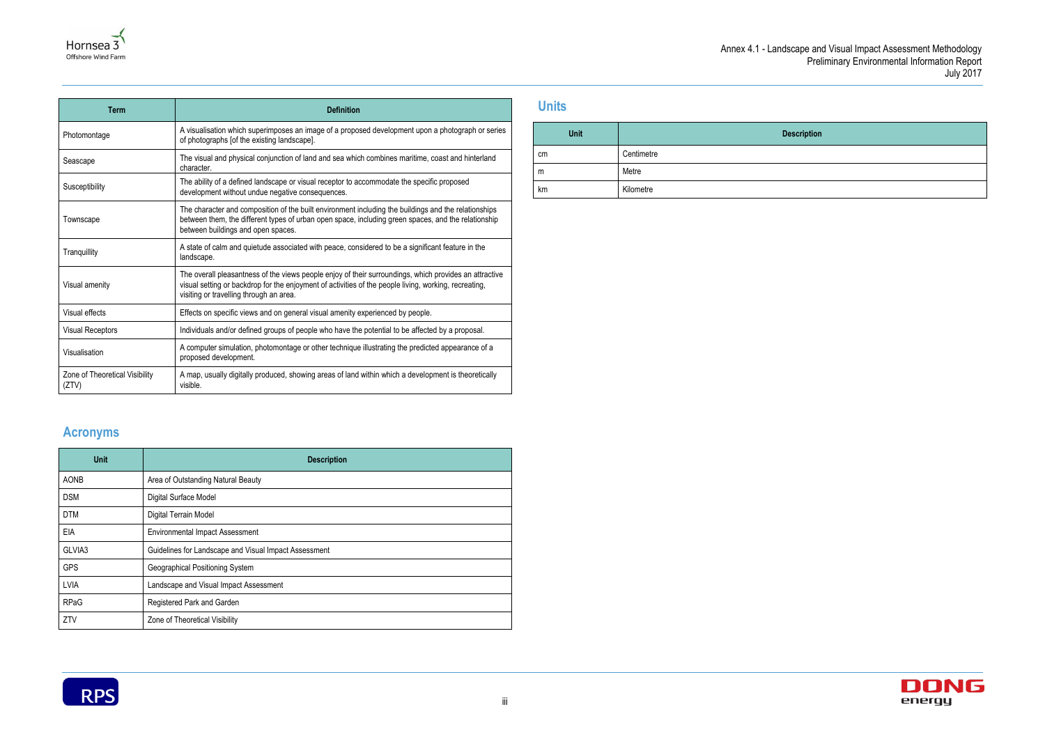| Term | Definition |
| --- | --- |
| Photomontage | A visualisation which superimposes an image of a proposed development upon a photograph or series of photographs [of the existing landscape]. |
| Seascape | The visual and physical conjunction of land and sea which combines maritime, coast and hinterland character. |
| Susceptibility | The ability of a defined landscape or visual receptor to accommodate the specific proposed development without undue negative consequences. |
| Townscape | The character and composition of the built environment including the buildings and the relationships between them, the different types of urban open space, including green spaces, and the relationship between buildings and open spaces. |
| Tranquillity | A state of calm and quietude associated with peace, considered to be a significant feature in the landscape. |
| Visual amenity | The overall pleasantness of the views people enjoy of their surroundings, which provides an attractive visual setting or backdrop for the enjoyment of activities of the people living, working, recreating, visiting or travelling through an area. |
| Visual effects | Effects on specific views and on general visual amenity experienced by people. |
| Visual Receptors | Individuals and/or defined groups of people who have the potential to be affected by a proposal. |
| Visualisation | A computer simulation, photomontage or other technique illustrating the predicted appearance of a proposed development. |
| Zone of Theoretical Visibility (ZTV) | A map, usually digitally produced, showing areas of land within which a development is theoretically visible. |

## Acronyms

| Unit | Description |
| --- | --- |
| AONB | Area of Outstanding Natural Beauty |
| DSM | Digital Surface Model |
| DTM | Digital Terrain Model |
| EIA | Environmental Impact Assessment |
| GLVIA3 | Guidelines for Landscape and Visual Impact Assessment |
| GPS | Geographical Positioning System |
| LVIA | Landscape and Visual Impact Assessment |
| RPaG | Registered Park and Garden |
| ZTV | Zone of Theoretical Visibility |

## Units

| Unit | Description |
| --- | --- |
| cm | Centimetre |
| m | Metre |
| km | Kilometre |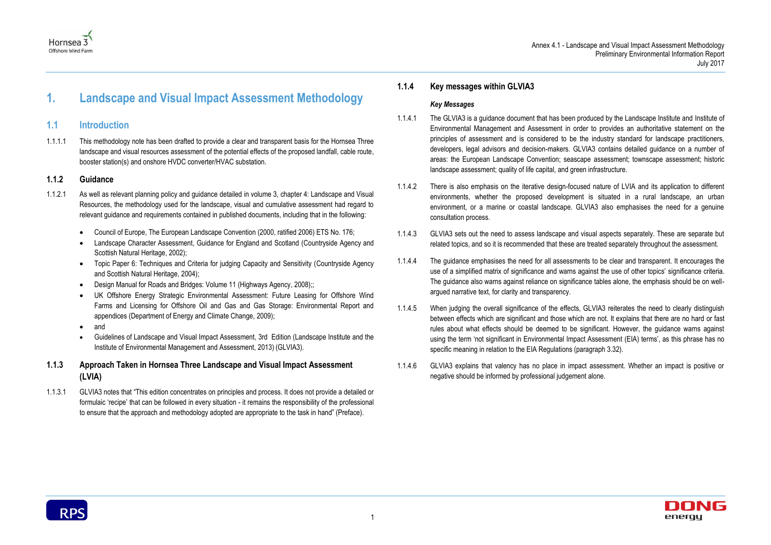# 1. Landscape and Visual Impact Assessment Methodology

## 1.1 Introduction

1.1.1.1 This methodology note has been drafted to provide a clear and transparent basis for the Hornsea Three landscape and visual resources assessment of the potential effects of the proposed landfall, cable route, booster station(s) and onshore HVDC converter/HVAC substation.

### 1.1.2 Guidance

1.1.2.1 As well as relevant planning policy and guidance detailed in volume 3, chapter 4: Landscape and Visual Resources, the methodology used for the landscape, visual and cumulative assessment had regard to relevant guidance and requirements contained in published documents, including that in the following:

- Council of Europe, The European Landscape Convention (2000, ratified 2006) ETS No. 176;
- Landscape Character Assessment, Guidance for England and Scotland (Countryside Agency and Scottish Natural Heritage, 2002);
- Topic Paper 6: Techniques and Criteria for judging Capacity and Sensitivity (Countryside Agency and Scottish Natural Heritage, 2004);
- Design Manual for Roads and Bridges: Volume 11 (Highways Agency, 2008);;
- UK Offshore Energy Strategic Environmental Assessment: Future Leasing for Offshore Wind Farms and Licensing for Offshore Oil and Gas and Gas Storage: Environmental Report and appendices (Department of Energy and Climate Change, 2009);
- and
- Guidelines of Landscape and Visual Impact Assessment, 3rd Edition (Landscape Institute and the Institute of Environmental Management and Assessment, 2013) (GLVIA3).

### 1.1.3 Approach Taken in Hornsea Three Landscape and Visual Impact Assessment (LVIA)

1.1.3.1 GLVIA3 notes that "This edition concentrates on principles and process. It does not provide a detailed or formulaic 'recipe' that can be followed in every situation - it remains the responsibility of the professional to ensure that the approach and methodology adopted are appropriate to the task in hand" (Preface).

### 1.1.4 Key messages within GLVIA3

***Key Messages***

1.1.4.1 The GLVIA3 is a guidance document that has been produced by the Landscape Institute and Institute of Environmental Management and Assessment in order to provides an authoritative statement on the principles of assessment and is considered to be the industry standard for landscape practitioners, developers, legal advisors and decision-makers. GLVIA3 contains detailed guidance on a number of areas: the European Landscape Convention; seascape assessment; townscape assessment; historic landscape assessment; quality of life capital, and green infrastructure.

1.1.4.2 There is also emphasis on the iterative design-focused nature of LVIA and its application to different environments, whether the proposed development is situated in a rural landscape, an urban environment, or a marine or coastal landscape. GLVIA3 also emphasises the need for a genuine consultation process.

1.1.4.3 GLVIA3 sets out the need to assess landscape and visual aspects separately. These are separate but related topics, and so it is recommended that these are treated separately throughout the assessment.

1.1.4.4 The guidance emphasises the need for all assessments to be clear and transparent. It encourages the use of a simplified matrix of significance and warns against the use of other topics' significance criteria. The guidance also warns against reliance on significance tables alone, the emphasis should be on well-argued narrative text, for clarity and transparency.

1.1.4.5 When judging the overall significance of the effects, GLVIA3 reiterates the need to clearly distinguish between effects which are significant and those which are not. It explains that there are no hard or fast rules about what effects should be deemed to be significant. However, the guidance warns against using the term 'not significant in Environmental Impact Assessment (EIA) terms', as this phrase has no specific meaning in relation to the EIA Regulations (paragraph 3.32).

1.1.4.6 GLVIA3 explains that valency has no place in impact assessment. Whether an impact is positive or negative should be informed by professional judgement alone.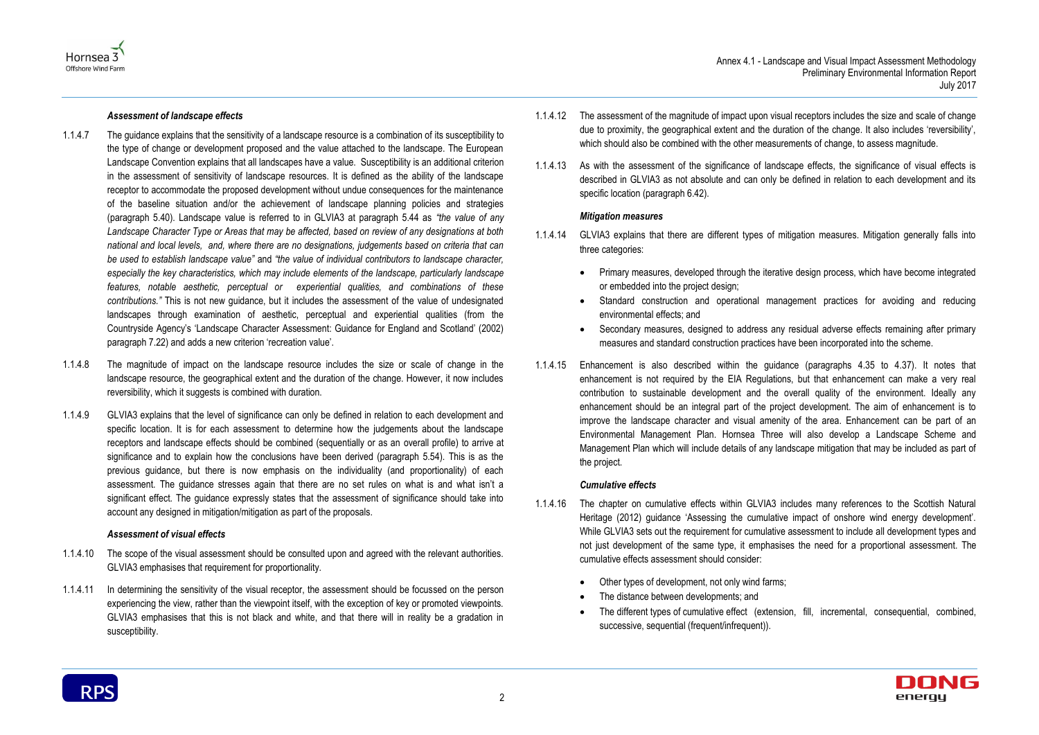#### *Assessment of landscape effects*

1.1.4.7 The guidance explains that the sensitivity of a landscape resource is a combination of its susceptibility to the type of change or development proposed and the value attached to the landscape. The European Landscape Convention explains that all landscapes have a value. Susceptibility is an additional criterion in the assessment of sensitivity of landscape resources. It is defined as the ability of the landscape receptor to accommodate the proposed development without undue consequences for the maintenance of the baseline situation and/or the achievement of landscape planning policies and strategies (paragraph 5.40). Landscape value is referred to in GLVIA3 at paragraph 5.44 as *"the value of any Landscape Character Type or Areas that may be affected, based on review of any designations at both national and local levels, and, where there are no designations, judgements based on criteria that can be used to establish landscape value"* and *"the value of individual contributors to landscape character, especially the key characteristics, which may include elements of the landscape, particularly landscape features, notable aesthetic, perceptual or experiential qualities, and combinations of these contributions."* This is not new guidance, but it includes the assessment of the value of undesignated landscapes through examination of aesthetic, perceptual and experiential qualities (from the Countryside Agency's 'Landscape Character Assessment: Guidance for England and Scotland' (2002) paragraph 7.22) and adds a new criterion 'recreation value'.

1.1.4.8 The magnitude of impact on the landscape resource includes the size or scale of change in the landscape resource, the geographical extent and the duration of the change. However, it now includes reversibility, which it suggests is combined with duration.

1.1.4.9 GLVIA3 explains that the level of significance can only be defined in relation to each development and specific location. It is for each assessment to determine how the judgements about the landscape receptors and landscape effects should be combined (sequentially or as an overall profile) to arrive at significance and to explain how the conclusions have been derived (paragraph 5.54). This is as the previous guidance, but there is now emphasis on the individuality (and proportionality) of each assessment. The guidance stresses again that there are no set rules on what is and what isn't a significant effect. The guidance expressly states that the assessment of significance should take into account any designed in mitigation/mitigation as part of the proposals.

#### *Assessment of visual effects*

1.1.4.10 The scope of the visual assessment should be consulted upon and agreed with the relevant authorities. GLVIA3 emphasises that requirement for proportionality.

1.1.4.11 In determining the sensitivity of the visual receptor, the assessment should be focussed on the person experiencing the view, rather than the viewpoint itself, with the exception of key or promoted viewpoints. GLVIA3 emphasises that this is not black and white, and that there will in reality be a gradation in susceptibility.

1.1.4.12 The assessment of the magnitude of impact upon visual receptors includes the size and scale of change due to proximity, the geographical extent and the duration of the change. It also includes 'reversibility', which should also be combined with the other measurements of change, to assess magnitude.

1.1.4.13 As with the assessment of the significance of landscape effects, the significance of visual effects is described in GLVIA3 as not absolute and can only be defined in relation to each development and its specific location (paragraph 6.42).

#### *Mitigation measures*

1.1.4.14 GLVIA3 explains that there are different types of mitigation measures. Mitigation generally falls into three categories:

- Primary measures, developed through the iterative design process, which have become integrated or embedded into the project design;
- Standard construction and operational management practices for avoiding and reducing environmental effects; and
- Secondary measures, designed to address any residual adverse effects remaining after primary measures and standard construction practices have been incorporated into the scheme.

1.1.4.15 Enhancement is also described within the guidance (paragraphs 4.35 to 4.37). It notes that enhancement is not required by the EIA Regulations, but that enhancement can make a very real contribution to sustainable development and the overall quality of the environment. Ideally any enhancement should be an integral part of the project development. The aim of enhancement is to improve the landscape character and visual amenity of the area. Enhancement can be part of an Environmental Management Plan. Hornsea Three will also develop a Landscape Scheme and Management Plan which will include details of any landscape mitigation that may be included as part of the project.

#### *Cumulative effects*

1.1.4.16 The chapter on cumulative effects within GLVIA3 includes many references to the Scottish Natural Heritage (2012) guidance 'Assessing the cumulative impact of onshore wind energy development'. While GLVIA3 sets out the requirement for cumulative assessment to include all development types and not just development of the same type, it emphasises the need for a proportional assessment. The cumulative effects assessment should consider:

- Other types of development, not only wind farms;
- The distance between developments; and
- The different types of cumulative effect (extension, fill, incremental, consequential, combined, successive, sequential (frequent/infrequent)).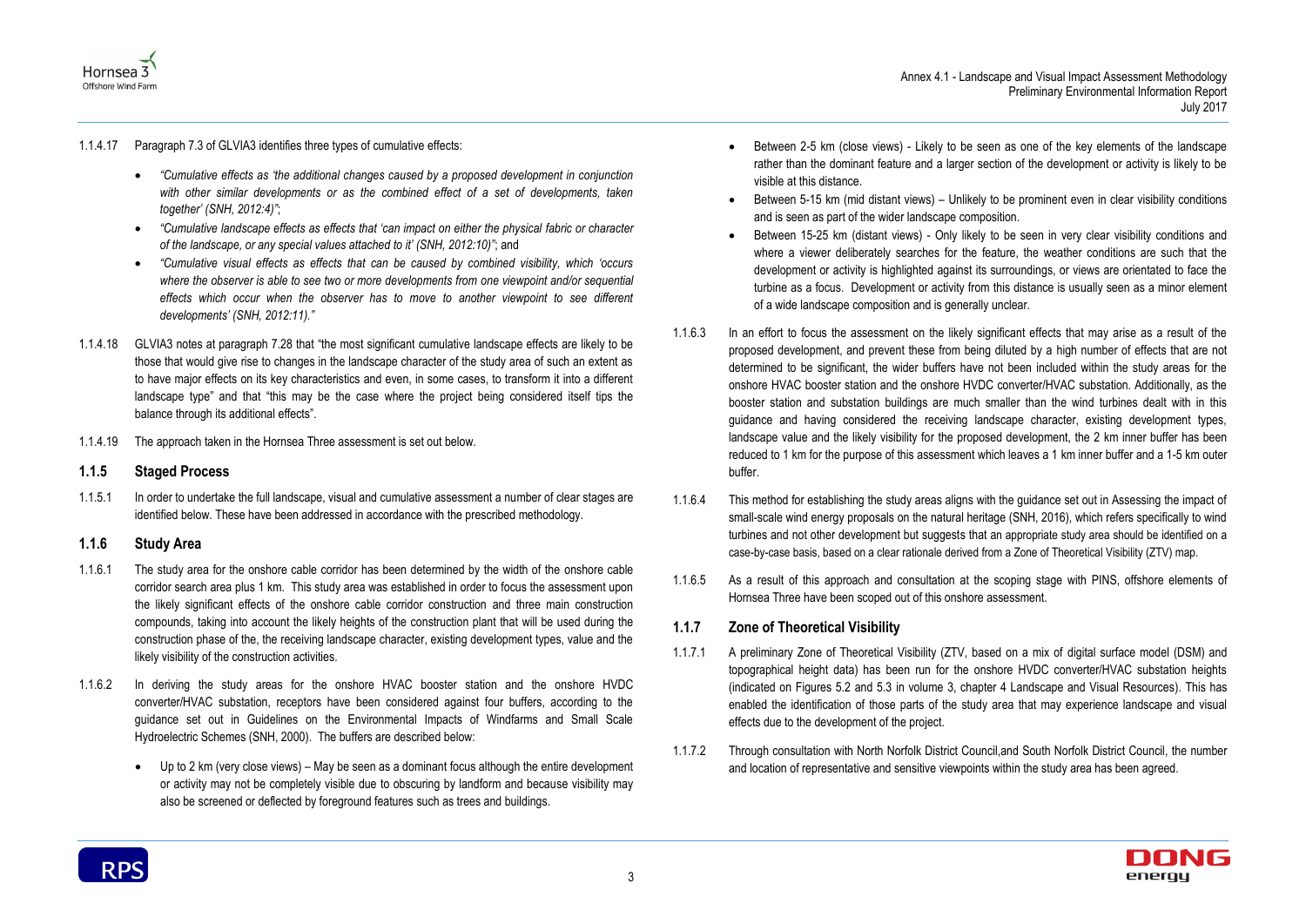1.1.4.17 Paragraph 7.3 of GLVIA3 identifies three types of cumulative effects:

- *"Cumulative effects as 'the additional changes caused by a proposed development in conjunction with other similar developments or as the combined effect of a set of developments, taken together' (SNH, 2012:4)"*;
- *"Cumulative landscape effects as effects that 'can impact on either the physical fabric or character of the landscape, or any special values attached to it' (SNH, 2012:10)"*; and
- *"Cumulative visual effects as effects that can be caused by combined visibility, which 'occurs where the observer is able to see two or more developments from one viewpoint and/or sequential effects which occur when the observer has to move to another viewpoint to see different developments' (SNH, 2012:11)."*

1.1.4.18 GLVIA3 notes at paragraph 7.28 that "the most significant cumulative landscape effects are likely to be those that would give rise to changes in the landscape character of the study area of such an extent as to have major effects on its key characteristics and even, in some cases, to transform it into a different landscape type" and that "this may be the case where the project being considered itself tips the balance through its additional effects".

1.1.4.19 The approach taken in the Hornsea Three assessment is set out below.

### 1.1.5 Staged Process

1.1.5.1 In order to undertake the full landscape, visual and cumulative assessment a number of clear stages are identified below. These have been addressed in accordance with the prescribed methodology.

### 1.1.6 Study Area

1.1.6.1 The study area for the onshore cable corridor has been determined by the width of the onshore cable corridor search area plus 1 km. This study area was established in order to focus the assessment upon the likely significant effects of the onshore cable corridor construction and three main construction compounds, taking into account the likely heights of the construction plant that will be used during the construction phase of the, the receiving landscape character, existing development types, value and the likely visibility of the construction activities.

1.1.6.2 In deriving the study areas for the onshore HVAC booster station and the onshore HVDC converter/HVAC substation, receptors have been considered against four buffers, according to the guidance set out in Guidelines on the Environmental Impacts of Windfarms and Small Scale Hydroelectric Schemes (SNH, 2000). The buffers are described below:

- Up to 2 km (very close views) – May be seen as a dominant focus although the entire development or activity may not be completely visible due to obscuring by landform and because visibility may also be screened or deflected by foreground features such as trees and buildings.
- Between 2-5 km (close views) - Likely to be seen as one of the key elements of the landscape rather than the dominant feature and a larger section of the development or activity is likely to be visible at this distance.
- Between 5-15 km (mid distant views) – Unlikely to be prominent even in clear visibility conditions and is seen as part of the wider landscape composition.
- Between 15-25 km (distant views) - Only likely to be seen in very clear visibility conditions and where a viewer deliberately searches for the feature, the weather conditions are such that the development or activity is highlighted against its surroundings, or views are orientated to face the turbine as a focus. Development or activity from this distance is usually seen as a minor element of a wide landscape composition and is generally unclear.

1.1.6.3 In an effort to focus the assessment on the likely significant effects that may arise as a result of the proposed development, and prevent these from being diluted by a high number of effects that are not determined to be significant, the wider buffers have not been included within the study areas for the onshore HVAC booster station and the onshore HVDC converter/HVAC substation. Additionally, as the booster station and substation buildings are much smaller than the wind turbines dealt with in this guidance and having considered the receiving landscape character, existing development types, landscape value and the likely visibility for the proposed development, the 2 km inner buffer has been reduced to 1 km for the purpose of this assessment which leaves a 1 km inner buffer and a 1-5 km outer buffer.

1.1.6.4 This method for establishing the study areas aligns with the guidance set out in Assessing the impact of small-scale wind energy proposals on the natural heritage (SNH, 2016), which refers specifically to wind turbines and not other development but suggests that an appropriate study area should be identified on a case-by-case basis, based on a clear rationale derived from a Zone of Theoretical Visibility (ZTV) map.

1.1.6.5 As a result of this approach and consultation at the scoping stage with PINS, offshore elements of Hornsea Three have been scoped out of this onshore assessment.

### 1.1.7 Zone of Theoretical Visibility

1.1.7.1 A preliminary Zone of Theoretical Visibility (ZTV, based on a mix of digital surface model (DSM) and topographical height data) has been run for the onshore HVDC converter/HVAC substation heights (indicated on Figures 5.2 and 5.3 in volume 3, chapter 4 Landscape and Visual Resources). This has enabled the identification of those parts of the study area that may experience landscape and visual effects due to the development of the project.

1.1.7.2 Through consultation with North Norfolk District Council,and South Norfolk District Council, the number and location of representative and sensitive viewpoints within the study area has been agreed.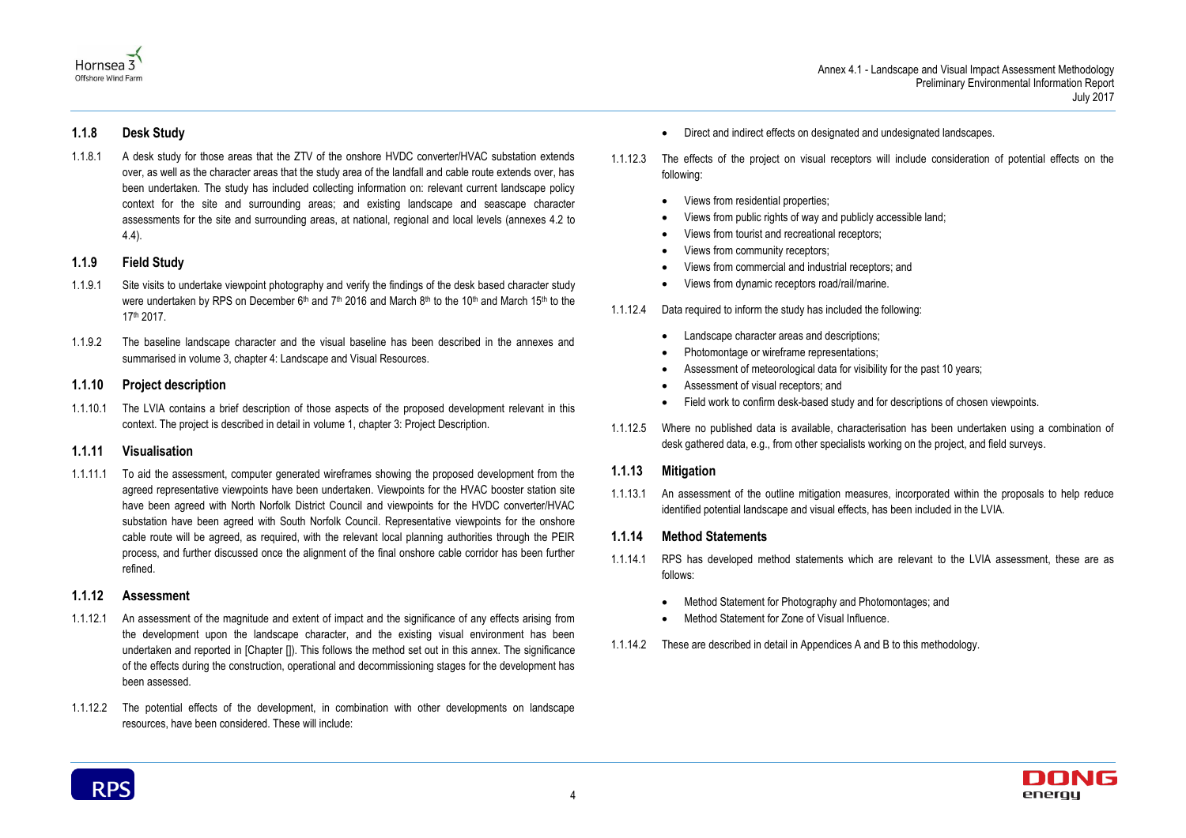### 1.1.8 Desk Study

1.1.8.1 A desk study for those areas that the ZTV of the onshore HVDC converter/HVAC substation extends over, as well as the character areas that the study area of the landfall and cable route extends over, has been undertaken. The study has included collecting information on: relevant current landscape policy context for the site and surrounding areas; and existing landscape and seascape character assessments for the site and surrounding areas, at national, regional and local levels (annexes 4.2 to 4.4).

### 1.1.9 Field Study

1.1.9.1 Site visits to undertake viewpoint photography and verify the findings of the desk based character study were undertaken by RPS on December 6th and 7th 2016 and March 8th to the 10th and March 15th to the 17th 2017.

1.1.9.2 The baseline landscape character and the visual baseline has been described in the annexes and summarised in volume 3, chapter 4: Landscape and Visual Resources.

### 1.1.10 Project description

1.1.10.1 The LVIA contains a brief description of those aspects of the proposed development relevant in this context. The project is described in detail in volume 1, chapter 3: Project Description.

### 1.1.11 Visualisation

1.1.11.1 To aid the assessment, computer generated wireframes showing the proposed development from the agreed representative viewpoints have been undertaken. Viewpoints for the HVAC booster station site have been agreed with North Norfolk District Council and viewpoints for the HVDC converter/HVAC substation have been agreed with South Norfolk Council. Representative viewpoints for the onshore cable route will be agreed, as required, with the relevant local planning authorities through the PEIR process, and further discussed once the alignment of the final onshore cable corridor has been further refined.

### 1.1.12 Assessment

1.1.12.1 An assessment of the magnitude and extent of impact and the significance of any effects arising from the development upon the landscape character, and the existing visual environment has been undertaken and reported in [Chapter []]. This follows the method set out in this annex. The significance of the effects during the construction, operational and decommissioning stages for the development has been assessed.

1.1.12.2 The potential effects of the development, in combination with other developments on landscape resources, have been considered. These will include:

- Direct and indirect effects on designated and undesignated landscapes.

1.1.12.3 The effects of the project on visual receptors will include consideration of potential effects on the following:

- Views from residential properties;
- Views from public rights of way and publicly accessible land;
- Views from tourist and recreational receptors;
- Views from community receptors;
- Views from commercial and industrial receptors; and
- Views from dynamic receptors road/rail/marine.

1.1.12.4 Data required to inform the study has included the following:

- Landscape character areas and descriptions;
- Photomontage or wireframe representations;
- Assessment of meteorological data for visibility for the past 10 years;
- Assessment of visual receptors; and
- Field work to confirm desk-based study and for descriptions of chosen viewpoints.

1.1.12.5 Where no published data is available, characterisation has been undertaken using a combination of desk gathered data, e.g., from other specialists working on the project, and field surveys.

### 1.1.13 Mitigation

1.1.13.1 An assessment of the outline mitigation measures, incorporated within the proposals to help reduce identified potential landscape and visual effects, has been included in the LVIA.

### 1.1.14 Method Statements

1.1.14.1 RPS has developed method statements which are relevant to the LVIA assessment, these are as follows:

- Method Statement for Photography and Photomontages; and
- Method Statement for Zone of Visual Influence.

1.1.14.2 These are described in detail in Appendices A and B to this methodology.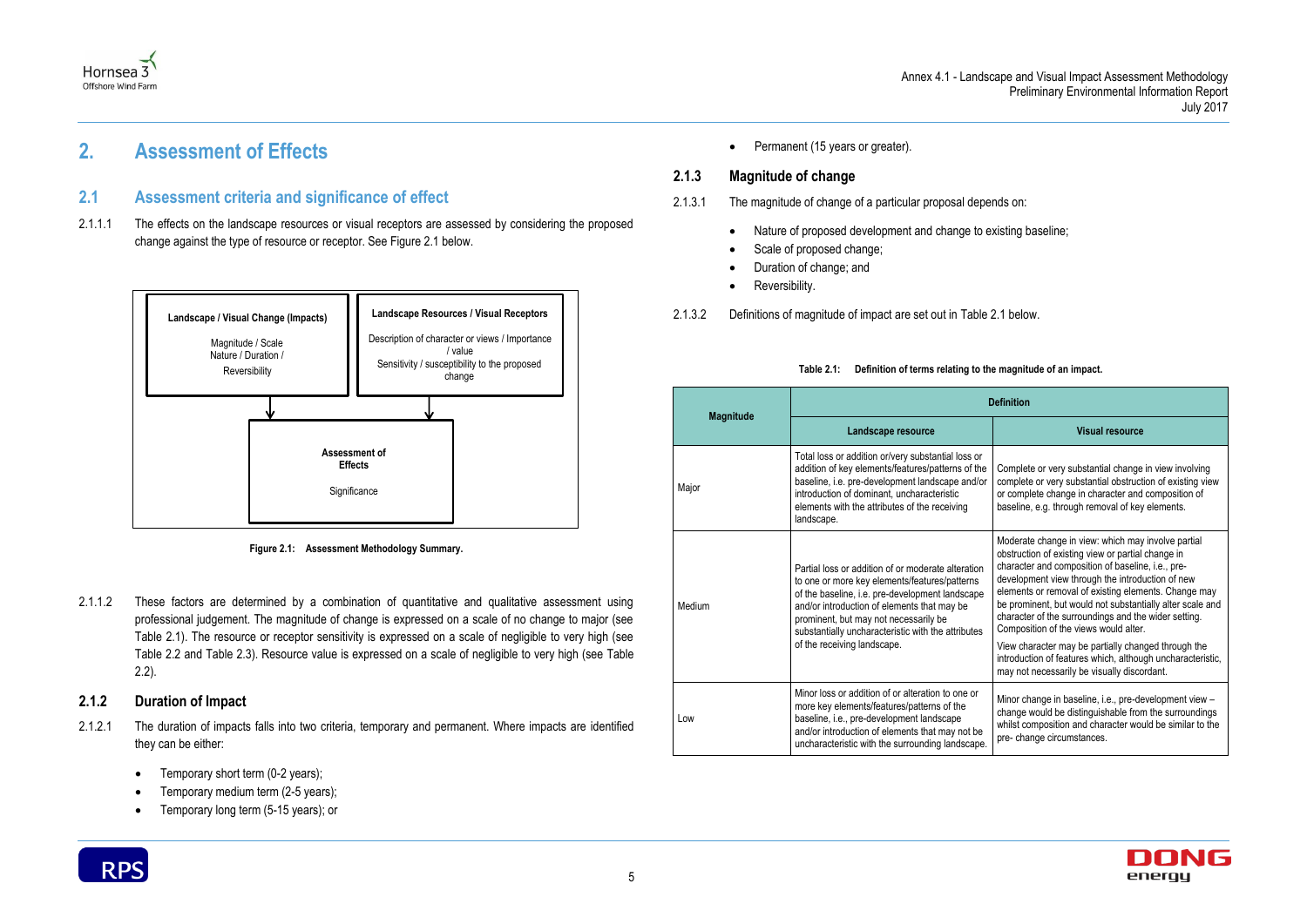# 2. Assessment of Effects

## 2.1 Assessment criteria and significance of effect

2.1.1.1 The effects on the landscape resources or visual receptors are assessed by considering the proposed change against the type of resource or receptor. See Figure 2.1 below.

**Landscape / Visual Change (Impacts)**

Magnitude / Scale
Nature / Duration /
Reversibility

**Landscape Resources / Visual Receptors**

Description of character or views / Importance / value
Sensitivity / susceptibility to the proposed change

**Assessment of Effects**

Significance

**Figure 2.1: Assessment Methodology Summary.**

2.1.1.2 These factors are determined by a combination of quantitative and qualitative assessment using professional judgement. The magnitude of change is expressed on a scale of no change to major (see Table 2.1). The resource or receptor sensitivity is expressed on a scale of negligible to very high (see Table 2.2 and Table 2.3). Resource value is expressed on a scale of negligible to very high (see Table 2.2).

### 2.1.2 Duration of Impact

2.1.2.1 The duration of impacts falls into two criteria, temporary and permanent. Where impacts are identified they can be either:

- Temporary short term (0-2 years);
- Temporary medium term (2-5 years);
- Temporary long term (5-15 years); or
- Permanent (15 years or greater).

### 2.1.3 Magnitude of change

2.1.3.1 The magnitude of change of a particular proposal depends on:

- Nature of proposed development and change to existing baseline;
- Scale of proposed change;
- Duration of change; and
- Reversibility.

2.1.3.2 Definitions of magnitude of impact are set out in Table 2.1 below.

**Table 2.1: Definition of terms relating to the magnitude of an impact.**

| Magnitude | Definition | |
|---|---|---|
| | Landscape resource | Visual resource |
| Major | Total loss or addition or/very substantial loss or addition of key elements/features/patterns of the baseline, i.e. pre-development landscape and/or introduction of dominant, uncharacteristic elements with the attributes of the receiving landscape. | Complete or very substantial change in view involving complete or very substantial obstruction of existing view or complete change in character and composition of baseline, e.g. through removal of key elements. |
| Medium | Partial loss or addition of or moderate alteration to one or more key elements/features/patterns of the baseline, i.e. pre-development landscape and/or introduction of elements that may be prominent, but may not necessarily be substantially uncharacteristic with the attributes of the receiving landscape. | Moderate change in view: which may involve partial obstruction of existing view or partial change in character and composition of baseline, i.e., pre-development view through the introduction of new elements or removal of existing elements. Change may be prominent, but would not substantially alter scale and character of the surroundings and the wider setting. Composition of the views would alter.<br><br>View character may be partially changed through the introduction of features which, although uncharacteristic, may not necessarily be visually discordant. |
| Low | Minor loss or addition of or alteration to one or more key elements/features/patterns of the baseline, i.e., pre-development landscape and/or introduction of elements that may not be uncharacteristic with the surrounding landscape. | Minor change in baseline, i.e., pre-development view – change would be distinguishable from the surroundings whilst composition and character would be similar to the pre- change circumstances. |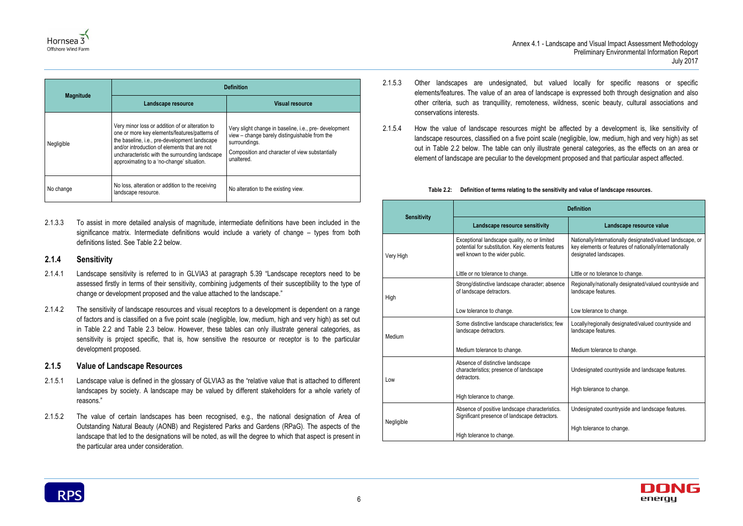| Magnitude | Definition | |
|---|---|---|
| | Landscape resource | Visual resource |
| Negligible | Very minor loss or addition of or alteration to one or more key elements/features/patterns of the baseline, i.e., pre-development landscape and/or introduction of elements that are not uncharacteristic with the surrounding landscape approximating to a 'no-change' situation. | Very slight change in baseline, i.e., pre- development view – change barely distinguishable from the surroundings.<br><br>Composition and character of view substantially unaltered. |
| No change | No loss, alteration or addition to the receiving landscape resource. | No alteration to the existing view. |

2.1.3.3 To assist in more detailed analysis of magnitude, intermediate definitions have been included in the significance matrix. Intermediate definitions would include a variety of change – types from both definitions listed. See Table 2.2 below.

### 2.1.4 Sensitivity

2.1.4.1 Landscape sensitivity is referred to in GLVIA3 at paragraph 5.39 "Landscape receptors need to be assessed firstly in terms of their sensitivity, combining judgements of their susceptibility to the type of change or development proposed and the value attached to the landscape."

2.1.4.2 The sensitivity of landscape resources and visual receptors to a development is dependent on a range of factors and is classified on a five point scale (negligible, low, medium, high and very high) as set out in Table 2.2 and Table 2.3 below. However, these tables can only illustrate general categories, as sensitivity is project specific, that is, how sensitive the resource or receptor is to the particular development proposed.

### 2.1.5 Value of Landscape Resources

2.1.5.1 Landscape value is defined in the glossary of GLVIA3 as the "relative value that is attached to different landscapes by society. A landscape may be valued by different stakeholders for a whole variety of reasons."

2.1.5.2 The value of certain landscapes has been recognised, e.g., the national designation of Area of Outstanding Natural Beauty (AONB) and Registered Parks and Gardens (RPaG). The aspects of the landscape that led to the designations will be noted, as will the degree to which that aspect is present in the particular area under consideration.

2.1.5.3 Other landscapes are undesignated, but valued locally for specific reasons or specific elements/features. The value of an area of landscape is expressed both through designation and also other criteria, such as tranquillity, remoteness, wildness, scenic beauty, cultural associations and conservations interests.

2.1.5.4 How the value of landscape resources might be affected by a development is, like sensitivity of landscape resources, classified on a five point scale (negligible, low, medium, high and very high) as set out in Table 2.2 below. The table can only illustrate general categories, as the effects on an area or element of landscape are peculiar to the development proposed and that particular aspect affected.

**Table 2.2: Definition of terms relating to the sensitivity and value of landscape resources.**

| Sensitivity | Definition | |
|---|---|---|
| | Landscape resource sensitivity | Landscape resource value |
| Very High | Exceptional landscape quality, no or limited potential for substitution. Key elements features well known to the wider public.<br><br>Little or no tolerance to change. | Nationally/internationally designated/valued landscape, or key elements or features of nationally/internationally designated landscapes.<br><br>Little or no tolerance to change. |
| High | Strong/distinctive landscape character; absence of landscape detractors.<br><br>Low tolerance to change. | Regionally/nationally designated/valued countryside and landscape features.<br><br>Low tolerance to change. |
| Medium | Some distinctive landscape characteristics; few landscape detractors.<br><br>Medium tolerance to change. | Locally/regionally designated/valued countryside and landscape features.<br><br>Medium tolerance to change. |
| Low | Absence of distinctive landscape characteristics; presence of landscape detractors.<br><br>High tolerance to change. | Undesignated countryside and landscape features.<br><br>High tolerance to change. |
| Negligible | Absence of positive landscape characteristics. Significant presence of landscape detractors.<br><br>High tolerance to change. | Undesignated countryside and landscape features.<br><br>High tolerance to change. |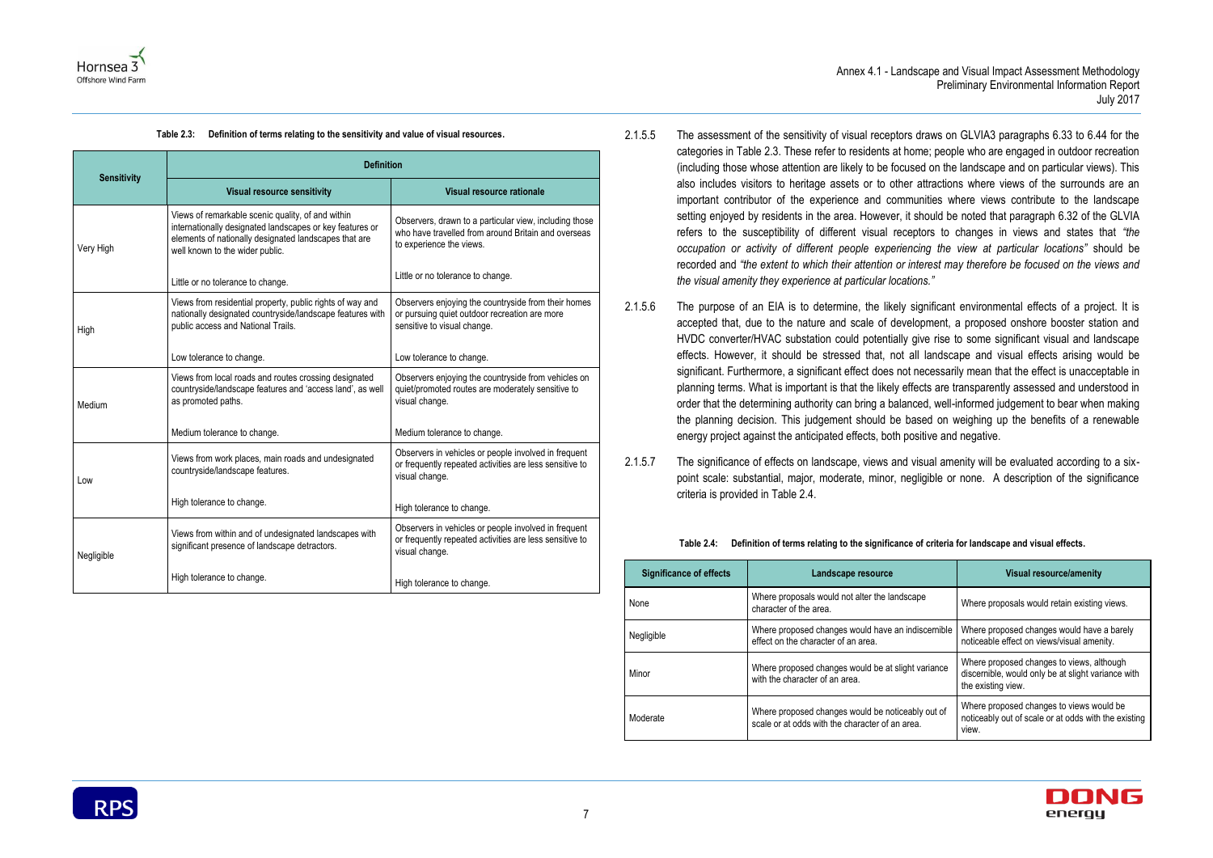**Table 2.3: Definition of terms relating to the sensitivity and value of visual resources.**

| Sensitivity | Definition | |
|---|---|---|
| | Visual resource sensitivity | Visual resource rationale |
| Very High | Views of remarkable scenic quality, of and within internationally designated landscapes or key features or elements of nationally designated landscapes that are well known to the wider public. Little or no tolerance to change. | Observers, drawn to a particular view, including those who have travelled from around Britain and overseas to experience the views. Little or no tolerance to change. |
| High | Views from residential property, public rights of way and nationally designated countryside/landscape features with public access and National Trails. Low tolerance to change. | Observers enjoying the countryside from their homes or pursuing quiet outdoor recreation are more sensitive to visual change. Low tolerance to change. |
| Medium | Views from local roads and routes crossing designated countryside/landscape features and 'access land', as well as promoted paths. Medium tolerance to change. | Observers enjoying the countryside from vehicles on quiet/promoted routes are moderately sensitive to visual change. Medium tolerance to change. |
| Low | Views from work places, main roads and undesignated countryside/landscape features. High tolerance to change. | Observers in vehicles or people involved in frequent or frequently repeated activities are less sensitive to visual change. High tolerance to change. |
| Negligible | Views from within and of undesignated landscapes with significant presence of landscape detractors. High tolerance to change. | Observers in vehicles or people involved in frequent or frequently repeated activities are less sensitive to visual change. High tolerance to change. |

2.1.5.5 The assessment of the sensitivity of visual receptors draws on GLVIA3 paragraphs 6.33 to 6.44 for the categories in Table 2.3. These refer to residents at home; people who are engaged in outdoor recreation (including those whose attention are likely to be focused on the landscape and on particular views). This also includes visitors to heritage assets or to other attractions where views of the surrounds are an important contributor of the experience and communities where views contribute to the landscape setting enjoyed by residents in the area. However, it should be noted that paragraph 6.32 of the GLVIA refers to the susceptibility of different visual receptors to changes in views and states that *"the occupation or activity of different people experiencing the view at particular locations"* should be recorded and *"the extent to which their attention or interest may therefore be focused on the views and the visual amenity they experience at particular locations."*

2.1.5.6 The purpose of an EIA is to determine, the likely significant environmental effects of a project. It is accepted that, due to the nature and scale of development, a proposed onshore booster station and HVDC converter/HVAC substation could potentially give rise to some significant visual and landscape effects. However, it should be stressed that, not all landscape and visual effects arising would be significant. Furthermore, a significant effect does not necessarily mean that the effect is unacceptable in planning terms. What is important is that the likely effects are transparently assessed and understood in order that the determining authority can bring a balanced, well-informed judgement to bear when making the planning decision. This judgement should be based on weighing up the benefits of a renewable energy project against the anticipated effects, both positive and negative.

2.1.5.7 The significance of effects on landscape, views and visual amenity will be evaluated according to a six-point scale: substantial, major, moderate, minor, negligible or none. A description of the significance criteria is provided in Table 2.4.

**Table 2.4: Definition of terms relating to the significance of criteria for landscape and visual effects.**

| Significance of effects | Landscape resource | Visual resource/amenity |
|---|---|---|
| None | Where proposals would not alter the landscape character of the area. | Where proposals would retain existing views. |
| Negligible | Where proposed changes would have an indiscernible effect on the character of an area. | Where proposed changes would have a barely noticeable effect on views/visual amenity. |
| Minor | Where proposed changes would be at slight variance with the character of an area. | Where proposed changes to views, although discernible, would only be at slight variance with the existing view. |
| Moderate | Where proposed changes would be noticeably out of scale or at odds with the character of an area. | Where proposed changes to views would be noticeably out of scale or at odds with the existing view. |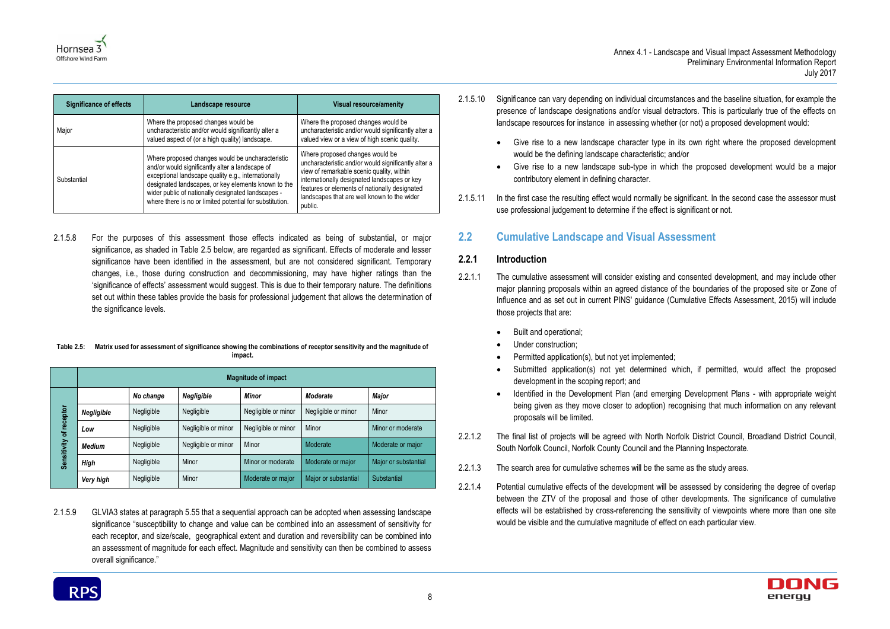| Significance of effects | Landscape resource | Visual resource/amenity |
|---|---|---|
| Major | Where the proposed changes would be uncharacteristic and/or would significantly alter a valued aspect of (or a high quality) landscape. | Where the proposed changes would be uncharacteristic and/or would significantly alter a valued view or a view of high scenic quality. |
| Substantial | Where proposed changes would be uncharacteristic and/or would significantly alter a landscape of exceptional landscape quality e.g., internationally designated landscapes, or key elements known to the wider public of nationally designated landscapes - where there is no or limited potential for substitution. | Where proposed changes would be uncharacteristic and/or would significantly alter a view of remarkable scenic quality, within internationally designated landscapes or key features or elements of nationally designated landscapes that are well known to the wider public. |

2.1.5.8 For the purposes of this assessment those effects indicated as being of substantial, or major significance, as shaded in Table 2.5 below, are regarded as significant. Effects of moderate and lesser significance have been identified in the assessment, but are not considered significant. Temporary changes, i.e., those during construction and decommissioning, may have higher ratings than the 'significance of effects' assessment would suggest. This is due to their temporary nature. The definitions set out within these tables provide the basis for professional judgement that allows the determination of the significance levels.

**Table 2.5: Matrix used for assessment of significance showing the combinations of receptor sensitivity and the magnitude of impact.**

| | | Magnitude of impact | | | | |
|---|---|---|---|---|---|---|
| | | *No change* | *Negligible* | *Minor* | *Moderate* | *Major* |
| Sensitivity of receptor | *Negligible* | Negligible | Negligible | Negligible or minor | Negligible or minor | Minor |
| | *Low* | Negligible | Negligible or minor | Negligible or minor | Minor | Minor or moderate |
| | *Medium* | Negligible | Negligible or minor | Minor | Moderate | Moderate or major |
| | *High* | Negligible | Minor | Minor or moderate | Moderate or major | Major or substantial |
| | *Very high* | Negligible | Minor | Moderate or major | Major or substantial | Substantial |

2.1.5.9 GLVIA3 states at paragraph 5.55 that a sequential approach can be adopted when assessing landscape significance "susceptibility to change and value can be combined into an assessment of sensitivity for each receptor, and size/scale, geographical extent and duration and reversibility can be combined into an assessment of magnitude for each effect. Magnitude and sensitivity can then be combined to assess overall significance."

2.1.5.10 Significance can vary depending on individual circumstances and the baseline situation, for example the presence of landscape designations and/or visual detractors. This is particularly true of the effects on landscape resources for instance in assessing whether (or not) a proposed development would:

- Give rise to a new landscape character type in its own right where the proposed development would be the defining landscape characteristic; and/or
- Give rise to a new landscape sub-type in which the proposed development would be a major contributory element in defining character.

2.1.5.11 In the first case the resulting effect would normally be significant. In the second case the assessor must use professional judgement to determine if the effect is significant or not.

## 2.2 Cumulative Landscape and Visual Assessment

### 2.2.1 Introduction

2.2.1.1 The cumulative assessment will consider existing and consented development, and may include other major planning proposals within an agreed distance of the boundaries of the proposed site or Zone of Influence and as set out in current PINS' guidance (Cumulative Effects Assessment, 2015) will include those projects that are:

- Built and operational;
- Under construction;
- Permitted application(s), but not yet implemented;
- Submitted application(s) not yet determined which, if permitted, would affect the proposed development in the scoping report; and
- Identified in the Development Plan (and emerging Development Plans - with appropriate weight being given as they move closer to adoption) recognising that much information on any relevant proposals will be limited.

2.2.1.2 The final list of projects will be agreed with North Norfolk District Council, Broadland District Council, South Norfolk Council, Norfolk County Council and the Planning Inspectorate.

2.2.1.3 The search area for cumulative schemes will be the same as the study areas.

2.2.1.4 Potential cumulative effects of the development will be assessed by considering the degree of overlap between the ZTV of the proposal and those of other developments. The significance of cumulative effects will be established by cross-referencing the sensitivity of viewpoints where more than one site would be visible and the cumulative magnitude of effect on each particular view.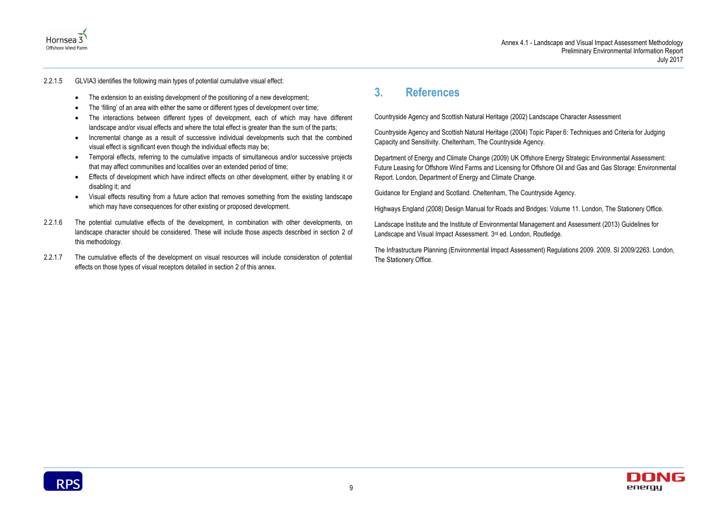2.2.1.5 GLVIA3 identifies the following main types of potential cumulative visual effect:

- The extension to an existing development of the positioning of a new development;
- The 'filling' of an area with either the same or different types of development over time;
- The interactions between different types of development, each of which may have different landscape and/or visual effects and where the total effect is greater than the sum of the parts;
- Incremental change as a result of successive individual developments such that the combined visual effect is significant even though the individual effects may be;
- Temporal effects, referring to the cumulative impacts of simultaneous and/or successive projects that may affect communities and localities over an extended period of time;
- Effects of development which have indirect effects on other development, either by enabling it or disabling it; and
- Visual effects resulting from a future action that removes something from the existing landscape which may have consequences for other existing or proposed development.

2.2.1.6 The potential cumulative effects of the development, in combination with other developments, on landscape character should be considered. These will include those aspects described in section 2 of this methodology.

2.2.1.7 The cumulative effects of the development on visual resources will include consideration of potential effects on those types of visual receptors detailed in section 2 of this annex.

# 3. References

Countryside Agency and Scottish Natural Heritage (2002) Landscape Character Assessment

Countryside Agency and Scottish Natural Heritage (2004) Topic Paper 6: Techniques and Criteria for Judging Capacity and Sensitivity. Cheltenham, The Countryside Agency.

Department of Energy and Climate Change (2009) UK Offshore Energy Strategic Environmental Assessment: Future Leasing for Offshore Wind Farms and Licensing for Offshore Oil and Gas and Gas Storage: Environmental Report. London, Department of Energy and Climate Change.

Guidance for England and Scotland. Cheltenham, The Countryside Agency.

Highways England (2008) Design Manual for Roads and Bridges: Volume 11. London, The Stationery Office.

Landscape Institute and the Institute of Environmental Management and Assessment (2013) Guidelines for Landscape and Visual Impact Assessment. 3rd ed. London, Routledge.

The Infrastructure Planning (Environmental Impact Assessment) Regulations 2009. 2009. SI 2009/2263. London, The Stationery Office.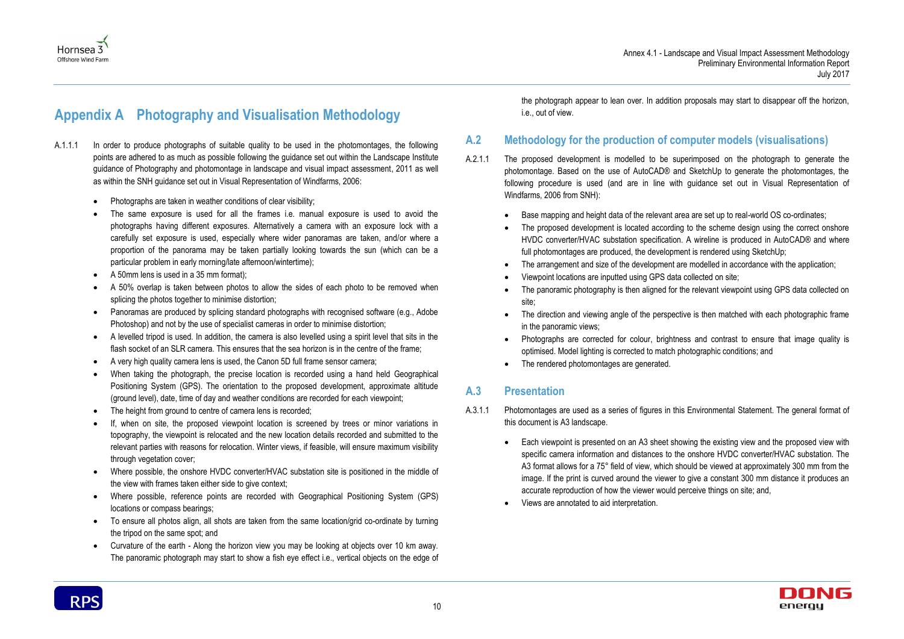# Appendix A Photography and Visualisation Methodology

A.1.1.1 In order to produce photographs of suitable quality to be used in the photomontages, the following points are adhered to as much as possible following the guidance set out within the Landscape Institute guidance of Photography and photomontage in landscape and visual impact assessment, 2011 as well as within the SNH guidance set out in Visual Representation of Windfarms, 2006:

- Photographs are taken in weather conditions of clear visibility;
- The same exposure is used for all the frames i.e. manual exposure is used to avoid the photographs having different exposures. Alternatively a camera with an exposure lock with a carefully set exposure is used, especially where wider panoramas are taken, and/or where a proportion of the panorama may be taken partially looking towards the sun (which can be a particular problem in early morning/late afternoon/wintertime);
- A 50mm lens is used in a 35 mm format);
- A 50% overlap is taken between photos to allow the sides of each photo to be removed when splicing the photos together to minimise distortion;
- Panoramas are produced by splicing standard photographs with recognised software (e.g., Adobe Photoshop) and not by the use of specialist cameras in order to minimise distortion;
- A levelled tripod is used. In addition, the camera is also levelled using a spirit level that sits in the flash socket of an SLR camera. This ensures that the sea horizon is in the centre of the frame;
- A very high quality camera lens is used, the Canon 5D full frame sensor camera;
- When taking the photograph, the precise location is recorded using a hand held Geographical Positioning System (GPS). The orientation to the proposed development, approximate altitude (ground level), date, time of day and weather conditions are recorded for each viewpoint;
- The height from ground to centre of camera lens is recorded;
- If, when on site, the proposed viewpoint location is screened by trees or minor variations in topography, the viewpoint is relocated and the new location details recorded and submitted to the relevant parties with reasons for relocation. Winter views, if feasible, will ensure maximum visibility through vegetation cover;
- Where possible, the onshore HVDC converter/HVAC substation site is positioned in the middle of the view with frames taken either side to give context;
- Where possible, reference points are recorded with Geographical Positioning System (GPS) locations or compass bearings;
- To ensure all photos align, all shots are taken from the same location/grid co-ordinate by turning the tripod on the same spot; and
- Curvature of the earth - Along the horizon view you may be looking at objects over 10 km away. The panoramic photograph may start to show a fish eye effect i.e., vertical objects on the edge of the photograph appear to lean over. In addition proposals may start to disappear off the horizon, i.e., out of view.

## A.2 Methodology for the production of computer models (visualisations)

A.2.1.1 The proposed development is modelled to be superimposed on the photograph to generate the photomontage. Based on the use of AutoCAD® and SketchUp to generate the photomontages, the following procedure is used (and are in line with guidance set out in Visual Representation of Windfarms, 2006 from SNH):

- Base mapping and height data of the relevant area are set up to real-world OS co-ordinates;
- The proposed development is located according to the scheme design using the correct onshore HVDC converter/HVAC substation specification. A wireline is produced in AutoCAD® and where full photomontages are produced, the development is rendered using SketchUp;
- The arrangement and size of the development are modelled in accordance with the application;
- Viewpoint locations are inputted using GPS data collected on site;
- The panoramic photography is then aligned for the relevant viewpoint using GPS data collected on site;
- The direction and viewing angle of the perspective is then matched with each photographic frame in the panoramic views;
- Photographs are corrected for colour, brightness and contrast to ensure that image quality is optimised. Model lighting is corrected to match photographic conditions; and
- The rendered photomontages are generated.

## A.3 Presentation

A.3.1.1 Photomontages are used as a series of figures in this Environmental Statement. The general format of this document is A3 landscape.

- Each viewpoint is presented on an A3 sheet showing the existing view and the proposed view with specific camera information and distances to the onshore HVDC converter/HVAC substation. The A3 format allows for a 75° field of view, which should be viewed at approximately 300 mm from the image. If the print is curved around the viewer to give a constant 300 mm distance it produces an accurate reproduction of how the viewer would perceive things on site; and,
- Views are annotated to aid interpretation.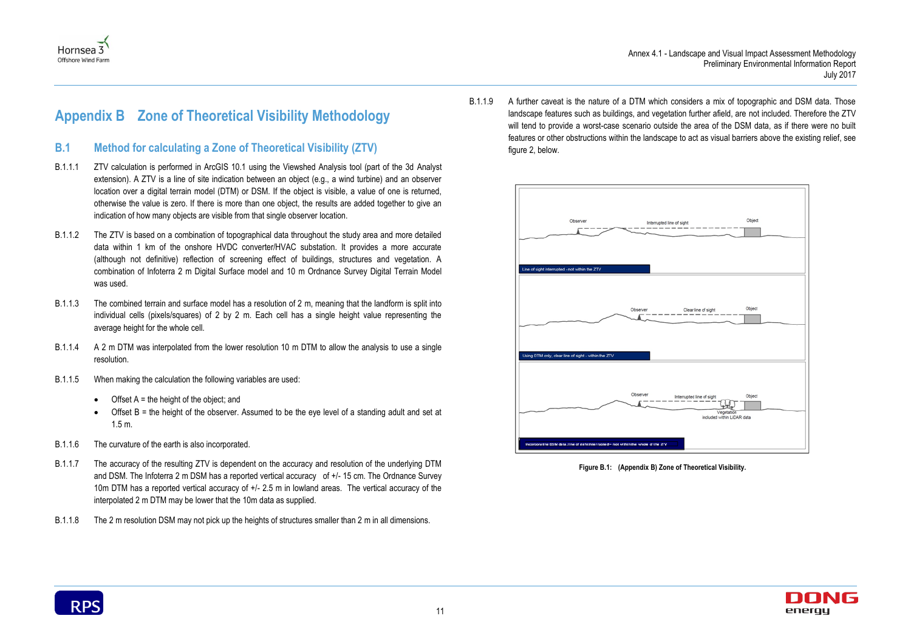# Appendix B Zone of Theoretical Visibility Methodology

## B.1 Method for calculating a Zone of Theoretical Visibility (ZTV)

B.1.1.1 ZTV calculation is performed in ArcGIS 10.1 using the Viewshed Analysis tool (part of the 3d Analyst extension). A ZTV is a line of site indication between an object (e.g., a wind turbine) and an observer location over a digital terrain model (DTM) or DSM. If the object is visible, a value of one is returned, otherwise the value is zero. If there is more than one object, the results are added together to give an indication of how many objects are visible from that single observer location.

B.1.1.2 The ZTV is based on a combination of topographical data throughout the study area and more detailed data within 1 km of the onshore HVDC converter/HVAC substation. It provides a more accurate (although not definitive) reflection of screening effect of buildings, structures and vegetation. A combination of Infoterra 2 m Digital Surface model and 10 m Ordnance Survey Digital Terrain Model was used.

B.1.1.3 The combined terrain and surface model has a resolution of 2 m, meaning that the landform is split into individual cells (pixels/squares) of 2 by 2 m. Each cell has a single height value representing the average height for the whole cell.

B.1.1.4 A 2 m DTM was interpolated from the lower resolution 10 m DTM to allow the analysis to use a single resolution.

B.1.1.5 When making the calculation the following variables are used:

- Offset A = the height of the object; and
- Offset B = the height of the observer. Assumed to be the eye level of a standing adult and set at 1.5 m.

B.1.1.6 The curvature of the earth is also incorporated.

B.1.1.7 The accuracy of the resulting ZTV is dependent on the accuracy and resolution of the underlying DTM and DSM. The Infoterra 2 m DSM has a reported vertical accuracy of +/- 15 cm. The Ordnance Survey 10m DTM has a reported vertical accuracy of +/- 2.5 m in lowland areas. The vertical accuracy of the interpolated 2 m DTM may be lower that the 10m data as supplied.

B.1.1.8 The 2 m resolution DSM may not pick up the heights of structures smaller than 2 m in all dimensions.

B.1.1.9 A further caveat is the nature of a DTM which considers a mix of topographic and DSM data. Those landscape features such as buildings, and vegetation further afield, are not included. Therefore the ZTV will tend to provide a worst-case scenario outside the area of the DSM data, as if there were no built features or other obstructions within the landscape to act as visual barriers above the existing relief, see figure 2, below.

Observer
Interrupted line of sight
Object
Line of sight interrupted - not within the ZTV

Observer
Clear line of sight
Object
Using DTM only, clear line of sight - within the ZTV

Observer
Interrupted line of sight
Object
Vegetation included within LiDAR data
Incorporating DSM data, line of sight interrupted - not within the whole of the ZTV

**Figure B.1: (Appendix B) Zone of Theoretical Visibility.**